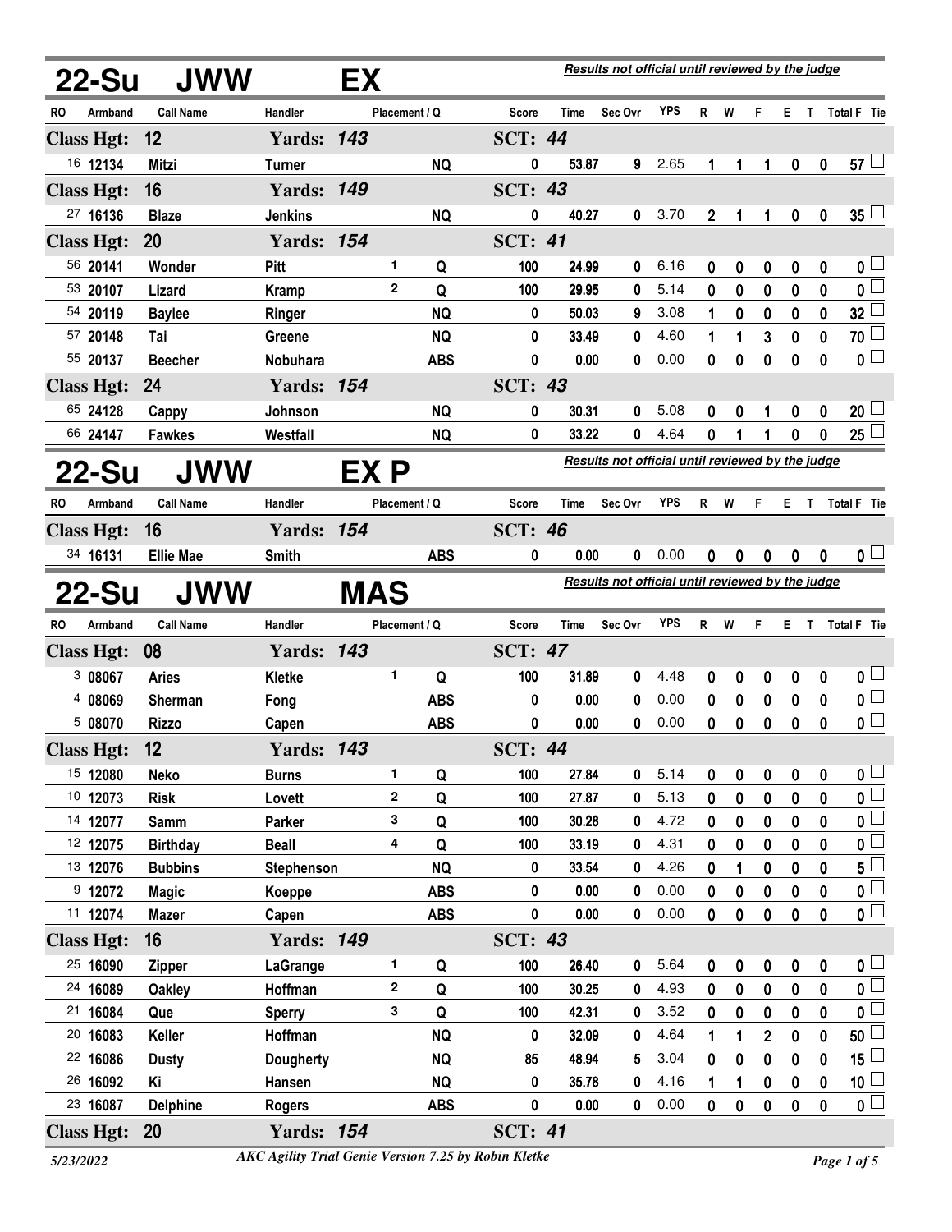## 22-Su JWW EX

*Results not official until reviewed by the judge*

| RO | Armband | Call Name | Handler | Placement | Q | Score | Time | Sec Ovr | YPS | R | W | F | E | T | Total F | Tie |
|---|---|---|---|---|---|---|---|---|---|---|---|---|---|---|---|---|
| **Class Hgt: 12** | | | **Yards: 143** | | | **SCT: 44** | | | | | | | | | | |
| 16 | 12134 | Mitzi | Turner | | NQ | 0 | 53.87 | 9 | 2.65 | 1 | 1 | 1 | 0 | 0 | 57 | ☐ |
| **Class Hgt: 16** | | | **Yards: 149** | | | **SCT: 43** | | | | | | | | | | |
| 27 | 16136 | Blaze | Jenkins | | NQ | 0 | 40.27 | 0 | 3.70 | 2 | 1 | 1 | 0 | 0 | 35 | ☐ |
| **Class Hgt: 20** | | | **Yards: 154** | | | **SCT: 41** | | | | | | | | | | |
| 56 | 20141 | Wonder | Pitt | 1 | Q | 100 | 24.99 | 0 | 6.16 | 0 | 0 | 0 | 0 | 0 | 0 | ☐ |
| 53 | 20107 | Lizard | Kramp | 2 | Q | 100 | 29.95 | 0 | 5.14 | 0 | 0 | 0 | 0 | 0 | 0 | ☐ |
| 54 | 20119 | Baylee | Ringer | | NQ | 0 | 50.03 | 9 | 3.08 | 1 | 0 | 0 | 0 | 0 | 32 | ☐ |
| 57 | 20148 | Tai | Greene | | NQ | 0 | 33.49 | 0 | 4.60 | 1 | 1 | 3 | 0 | 0 | 70 | ☐ |
| 55 | 20137 | Beecher | Nobuhara | | ABS | 0 | 0.00 | 0 | 0.00 | 0 | 0 | 0 | 0 | 0 | 0 | ☐ |
| **Class Hgt: 24** | | | **Yards: 154** | | | **SCT: 43** | | | | | | | | | | |
| 65 | 24128 | Cappy | Johnson | | NQ | 0 | 30.31 | 0 | 5.08 | 0 | 0 | 1 | 0 | 0 | 20 | ☐ |
| 66 | 24147 | Fawkes | Westfall | | NQ | 0 | 33.22 | 0 | 4.64 | 0 | 1 | 1 | 0 | 0 | 25 | ☐ |

## 22-Su JWW EX P

*Results not official until reviewed by the judge*

| RO | Armband | Call Name | Handler | Placement | Q | Score | Time | Sec Ovr | YPS | R | W | F | E | T | Total F | Tie |
|---|---|---|---|---|---|---|---|---|---|---|---|---|---|---|---|---|
| **Class Hgt: 16** | | | **Yards: 154** | | | **SCT: 46** | | | | | | | | | | |
| 34 | 16131 | Ellie Mae | Smith | | ABS | 0 | 0.00 | 0 | 0.00 | 0 | 0 | 0 | 0 | 0 | 0 | ☐ |

## 22-Su JWW MAS

*Results not official until reviewed by the judge*

| RO | Armband | Call Name | Handler | Placement | Q | Score | Time | Sec Ovr | YPS | R | W | F | E | T | Total F | Tie |
|---|---|---|---|---|---|---|---|---|---|---|---|---|---|---|---|---|
| **Class Hgt: 08** | | | **Yards: 143** | | | **SCT: 47** | | | | | | | | | | |
| 3 | 08067 | Aries | Kletke | 1 | Q | 100 | 31.89 | 0 | 4.48 | 0 | 0 | 0 | 0 | 0 | 0 | ☐ |
| 4 | 08069 | Sherman | Fong | | ABS | 0 | 0.00 | 0 | 0.00 | 0 | 0 | 0 | 0 | 0 | 0 | ☐ |
| 5 | 08070 | Rizzo | Capen | | ABS | 0 | 0.00 | 0 | 0.00 | 0 | 0 | 0 | 0 | 0 | 0 | ☐ |
| **Class Hgt: 12** | | | **Yards: 143** | | | **SCT: 44** | | | | | | | | | | |
| 15 | 12080 | Neko | Burns | 1 | Q | 100 | 27.84 | 0 | 5.14 | 0 | 0 | 0 | 0 | 0 | 0 | ☐ |
| 10 | 12073 | Risk | Lovett | 2 | Q | 100 | 27.87 | 0 | 5.13 | 0 | 0 | 0 | 0 | 0 | 0 | ☐ |
| 14 | 12077 | Samm | Parker | 3 | Q | 100 | 30.28 | 0 | 4.72 | 0 | 0 | 0 | 0 | 0 | 0 | ☐ |
| 12 | 12075 | Birthday | Beall | 4 | Q | 100 | 33.19 | 0 | 4.31 | 0 | 0 | 0 | 0 | 0 | 0 | ☐ |
| 13 | 12076 | Bubbins | Stephenson | | NQ | 0 | 33.54 | 0 | 4.26 | 0 | 1 | 0 | 0 | 0 | 5 | ☐ |
| 9 | 12072 | Magic | Koeppe | | ABS | 0 | 0.00 | 0 | 0.00 | 0 | 0 | 0 | 0 | 0 | 0 | ☐ |
| 11 | 12074 | Mazer | Capen | | ABS | 0 | 0.00 | 0 | 0.00 | 0 | 0 | 0 | 0 | 0 | 0 | ☐ |
| **Class Hgt: 16** | | | **Yards: 149** | | | **SCT: 43** | | | | | | | | | | |
| 25 | 16090 | Zipper | LaGrange | 1 | Q | 100 | 26.40 | 0 | 5.64 | 0 | 0 | 0 | 0 | 0 | 0 | ☐ |
| 24 | 16089 | Oakley | Hoffman | 2 | Q | 100 | 30.25 | 0 | 4.93 | 0 | 0 | 0 | 0 | 0 | 0 | ☐ |
| 21 | 16084 | Que | Sperry | 3 | Q | 100 | 42.31 | 0 | 3.52 | 0 | 0 | 0 | 0 | 0 | 0 | ☐ |
| 20 | 16083 | Keller | Hoffman | | NQ | 0 | 32.09 | 0 | 4.64 | 1 | 1 | 2 | 0 | 0 | 50 | ☐ |
| 22 | 16086 | Dusty | Dougherty | | NQ | 85 | 48.94 | 5 | 3.04 | 0 | 0 | 0 | 0 | 0 | 15 | ☐ |
| 26 | 16092 | Ki | Hansen | | NQ | 0 | 35.78 | 0 | 4.16 | 1 | 1 | 0 | 0 | 0 | 10 | ☐ |
| 23 | 16087 | Delphine | Rogers | | ABS | 0 | 0.00 | 0 | 0.00 | 0 | 0 | 0 | 0 | 0 | 0 | ☐ |
| **Class Hgt: 20** | | | **Yards: 154** | | | **SCT: 41** | | | | | | | | | | |

5/23/2022 — *AKC Agility Trial Genie Version 7.25 by Robin Kletke*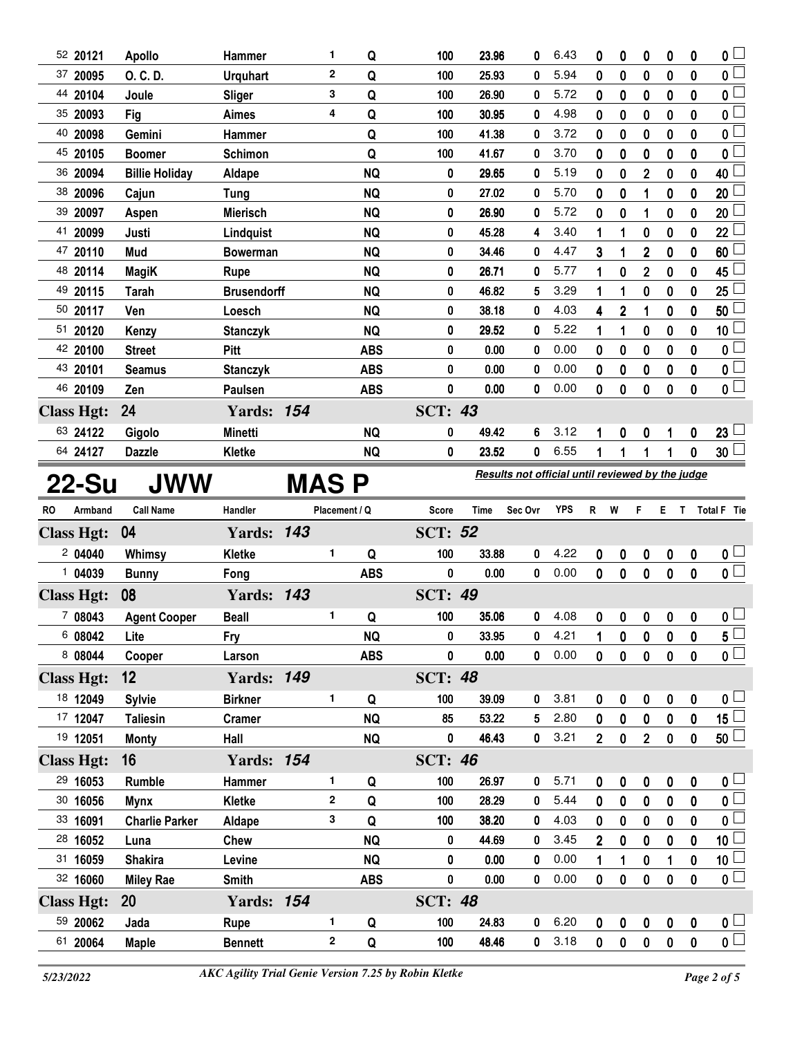| RO | Armband | Call Name | Handler | Placement | Q | Score | Time | Sec Ovr | YPS | R | W | F | E | T | Total F | Tie |
|---|---|---|---|---|---|---|---|---|---|---|---|---|---|---|---|---|
| 52 | 20121 | Apollo | Hammer | 1 | Q | 100 | 23.96 | 0 | 6.43 | 0 | 0 | 0 | 0 | 0 | 0 | |
| 37 | 20095 | O. C. D. | Urquhart | 2 | Q | 100 | 25.93 | 0 | 5.94 | 0 | 0 | 0 | 0 | 0 | 0 | |
| 44 | 20104 | Joule | Sliger | 3 | Q | 100 | 26.90 | 0 | 5.72 | 0 | 0 | 0 | 0 | 0 | 0 | |
| 35 | 20093 | Fig | Aimes | 4 | Q | 100 | 30.95 | 0 | 4.98 | 0 | 0 | 0 | 0 | 0 | 0 | |
| 40 | 20098 | Gemini | Hammer | | Q | 100 | 41.38 | 0 | 3.72 | 0 | 0 | 0 | 0 | 0 | 0 | |
| 45 | 20105 | Boomer | Schimon | | Q | 100 | 41.67 | 0 | 3.70 | 0 | 0 | 0 | 0 | 0 | 0 | |
| 36 | 20094 | Billie Holiday | Aldape | | NQ | 0 | 29.65 | 0 | 5.19 | 0 | 0 | 2 | 0 | 0 | 40 | |
| 38 | 20096 | Cajun | Tung | | NQ | 0 | 27.02 | 0 | 5.70 | 0 | 0 | 1 | 0 | 0 | 20 | |
| 39 | 20097 | Aspen | Mierisch | | NQ | 0 | 26.90 | 0 | 5.72 | 0 | 0 | 1 | 0 | 0 | 20 | |
| 41 | 20099 | Justi | Lindquist | | NQ | 0 | 45.28 | 4 | 3.40 | 1 | 1 | 0 | 0 | 0 | 22 | |
| 47 | 20110 | Mud | Bowerman | | NQ | 0 | 34.46 | 0 | 4.47 | 3 | 1 | 2 | 0 | 0 | 60 | |
| 48 | 20114 | MagiK | Rupe | | NQ | 0 | 26.71 | 0 | 5.77 | 1 | 0 | 2 | 0 | 0 | 45 | |
| 49 | 20115 | Tarah | Brusendorff | | NQ | 0 | 46.82 | 5 | 3.29 | 1 | 1 | 0 | 0 | 0 | 25 | |
| 50 | 20117 | Ven | Loesch | | NQ | 0 | 38.18 | 0 | 4.03 | 4 | 2 | 1 | 0 | 0 | 50 | |
| 51 | 20120 | Kenzy | Stanczyk | | NQ | 0 | 29.52 | 0 | 5.22 | 1 | 1 | 0 | 0 | 0 | 10 | |
| 42 | 20100 | Street | Pitt | | ABS | 0 | 0.00 | 0 | 0.00 | 0 | 0 | 0 | 0 | 0 | 0 | |
| 43 | 20101 | Seamus | Stanczyk | | ABS | 0 | 0.00 | 0 | 0.00 | 0 | 0 | 0 | 0 | 0 | 0 | |
| 46 | 20109 | Zen | Paulsen | | ABS | 0 | 0.00 | 0 | 0.00 | 0 | 0 | 0 | 0 | 0 | 0 | |
| **Class Hgt: 24** | | | **Yards: 154** | | | **SCT: 43** | | | | | | | | | | |
| 63 | 24122 | Gigolo | Minetti | | NQ | 0 | 49.42 | 6 | 3.12 | 1 | 0 | 0 | 1 | 0 | 23 | |
| 64 | 24127 | Dazzle | Kletke | | NQ | 0 | 23.52 | 0 | 6.55 | 1 | 1 | 1 | 1 | 0 | 30 | |

# 22-Su JWW MAS P

*Results not official until reviewed by the judge*

| RO | Armband | Call Name | Handler | Placement | Q | Score | Time | Sec Ovr | YPS | R | W | F | E | T | Total F | Tie |
|---|---|---|---|---|---|---|---|---|---|---|---|---|---|---|---|---|
| **Class Hgt: 04** | | | **Yards: 143** | | | **SCT: 52** | | | | | | | | | | |
| 2 | 04040 | Whimsy | Kletke | 1 | Q | 100 | 33.88 | 0 | 4.22 | 0 | 0 | 0 | 0 | 0 | 0 | |
| 1 | 04039 | Bunny | Fong | | ABS | 0 | 0.00 | 0 | 0.00 | 0 | 0 | 0 | 0 | 0 | 0 | |
| **Class Hgt: 08** | | | **Yards: 143** | | | **SCT: 49** | | | | | | | | | | |
| 7 | 08043 | Agent Cooper | Beall | 1 | Q | 100 | 35.06 | 0 | 4.08 | 0 | 0 | 0 | 0 | 0 | 0 | |
| 6 | 08042 | Lite | Fry | | NQ | 0 | 33.95 | 0 | 4.21 | 1 | 0 | 0 | 0 | 0 | 5 | |
| 8 | 08044 | Cooper | Larson | | ABS | 0 | 0.00 | 0 | 0.00 | 0 | 0 | 0 | 0 | 0 | 0 | |
| **Class Hgt: 12** | | | **Yards: 149** | | | **SCT: 48** | | | | | | | | | | |
| 18 | 12049 | Sylvie | Birkner | 1 | Q | 100 | 39.09 | 0 | 3.81 | 0 | 0 | 0 | 0 | 0 | 0 | |
| 17 | 12047 | Taliesin | Cramer | | NQ | 85 | 53.22 | 5 | 2.80 | 0 | 0 | 0 | 0 | 0 | 15 | |
| 19 | 12051 | Monty | Hall | | NQ | 0 | 46.43 | 0 | 3.21 | 2 | 0 | 2 | 0 | 0 | 50 | |
| **Class Hgt: 16** | | | **Yards: 154** | | | **SCT: 46** | | | | | | | | | | |
| 29 | 16053 | Rumble | Hammer | 1 | Q | 100 | 26.97 | 0 | 5.71 | 0 | 0 | 0 | 0 | 0 | 0 | |
| 30 | 16056 | Mynx | Kletke | 2 | Q | 100 | 28.29 | 0 | 5.44 | 0 | 0 | 0 | 0 | 0 | 0 | |
| 33 | 16091 | Charlie Parker | Aldape | 3 | Q | 100 | 38.20 | 0 | 4.03 | 0 | 0 | 0 | 0 | 0 | 0 | |
| 28 | 16052 | Luna | Chew | | NQ | 0 | 44.69 | 0 | 3.45 | 2 | 0 | 0 | 0 | 0 | 10 | |
| 31 | 16059 | Shakira | Levine | | NQ | 0 | 0.00 | 0 | 0.00 | 1 | 1 | 0 | 1 | 0 | 10 | |
| 32 | 16060 | Miley Rae | Smith | | ABS | 0 | 0.00 | 0 | 0.00 | 0 | 0 | 0 | 0 | 0 | 0 | |
| **Class Hgt: 20** | | | **Yards: 154** | | | **SCT: 48** | | | | | | | | | | |
| 59 | 20062 | Jada | Rupe | 1 | Q | 100 | 24.83 | 0 | 6.20 | 0 | 0 | 0 | 0 | 0 | 0 | |
| 61 | 20064 | Maple | Bennett | 2 | Q | 100 | 48.46 | 0 | 3.18 | 0 | 0 | 0 | 0 | 0 | 0 | |

5/23/2022 — *AKC Agility Trial Genie Version 7.25 by Robin Kletke*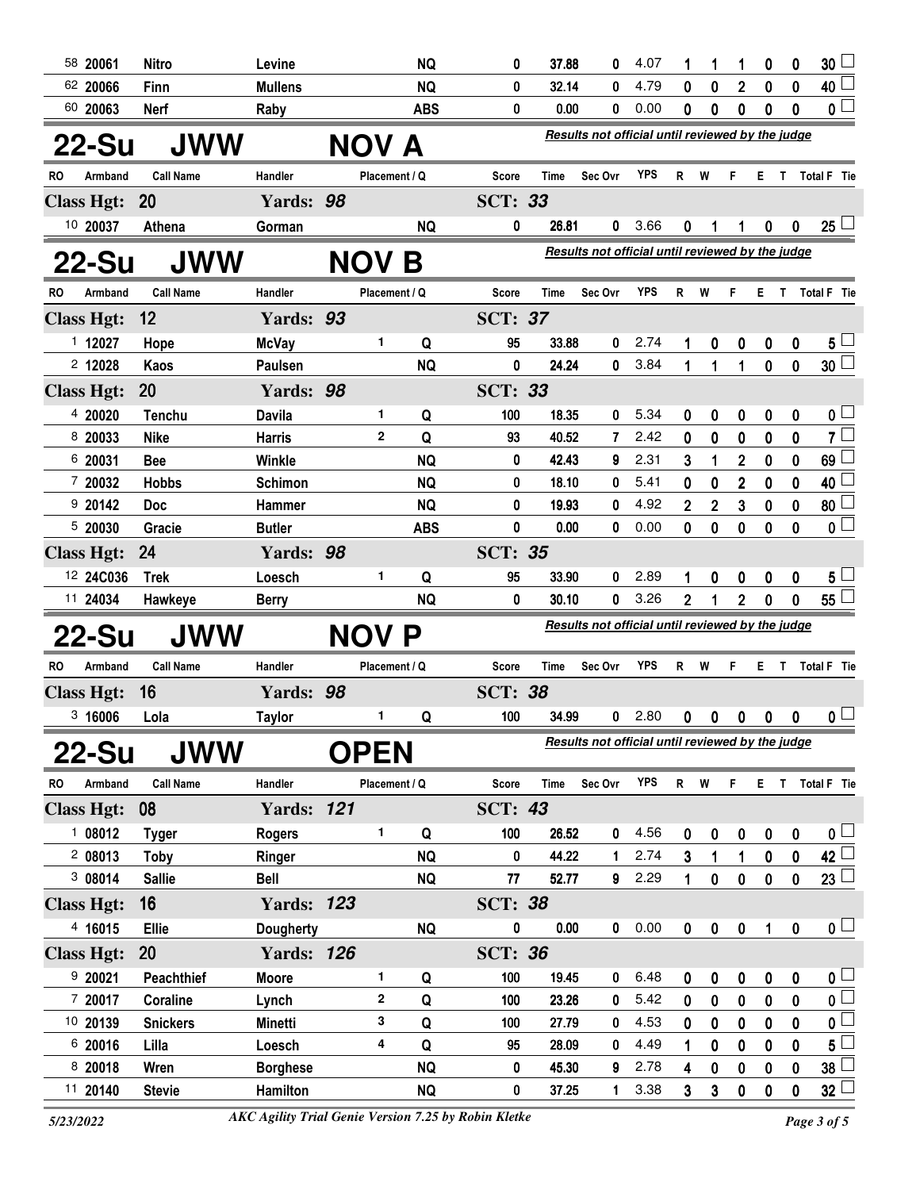| RO | Armband | Call Name | Handler | Placement / Q | | Score | Time | Sec Ovr | YPS | R | W | F | E | T | Total F | Tie |
|---|---|---|---|---|---|---|---|---|---|---|---|---|---|---|---|---|
| 58 | 20061 | Nitro | Levine | | NQ | 0 | 37.88 | 0 | 4.07 | 1 | 1 | 1 | 0 | 0 | 30 | |
| 62 | 20066 | Finn | Mullens | | NQ | 0 | 32.14 | 0 | 4.79 | 0 | 0 | 2 | 0 | 0 | 40 | |
| 60 | 20063 | Nerf | Raby | | ABS | 0 | 0.00 | 0 | 0.00 | 0 | 0 | 0 | 0 | 0 | 0 | |

## 22-Su JWW NOV A

*Results not official until reviewed by the judge*

| RO | Armband | Call Name | Handler | Placement / Q | | Score | Time | Sec Ovr | YPS | R | W | F | E | T | Total F | Tie |
|---|---|---|---|---|---|---|---|---|---|---|---|---|---|---|---|---|
| **Class Hgt: 20** | | | **Yards: 98** | | | **SCT: 33** | | | | | | | | | | |
| 10 | 20037 | Athena | Gorman | | NQ | 0 | 26.81 | 0 | 3.66 | 0 | 1 | 1 | 0 | 0 | 25 | |

## 22-Su JWW NOV B

*Results not official until reviewed by the judge*

| RO | Armband | Call Name | Handler | Placement / Q | | Score | Time | Sec Ovr | YPS | R | W | F | E | T | Total F | Tie |
|---|---|---|---|---|---|---|---|---|---|---|---|---|---|---|---|---|
| **Class Hgt: 12** | | | **Yards: 93** | | | **SCT: 37** | | | | | | | | | | |
| 1 | 12027 | Hope | McVay | 1 | Q | 95 | 33.88 | 0 | 2.74 | 1 | 0 | 0 | 0 | 0 | 5 | |
| 2 | 12028 | Kaos | Paulsen | | NQ | 0 | 24.24 | 0 | 3.84 | 1 | 1 | 1 | 0 | 0 | 30 | |
| **Class Hgt: 20** | | | **Yards: 98** | | | **SCT: 33** | | | | | | | | | | |
| 4 | 20020 | Tenchu | Davila | 1 | Q | 100 | 18.35 | 0 | 5.34 | 0 | 0 | 0 | 0 | 0 | 0 | |
| 8 | 20033 | Nike | Harris | 2 | Q | 93 | 40.52 | 7 | 2.42 | 0 | 0 | 0 | 0 | 0 | 7 | |
| 6 | 20031 | Bee | Winkle | | NQ | 0 | 42.43 | 9 | 2.31 | 3 | 1 | 2 | 0 | 0 | 69 | |
| 7 | 20032 | Hobbs | Schimon | | NQ | 0 | 18.10 | 0 | 5.41 | 0 | 0 | 2 | 0 | 0 | 40 | |
| 9 | 20142 | Doc | Hammer | | NQ | 0 | 19.93 | 0 | 4.92 | 2 | 2 | 3 | 0 | 0 | 80 | |
| 5 | 20030 | Gracie | Butler | | ABS | 0 | 0.00 | 0 | 0.00 | 0 | 0 | 0 | 0 | 0 | 0 | |
| **Class Hgt: 24** | | | **Yards: 98** | | | **SCT: 35** | | | | | | | | | | |
| 12 | 24C036 | Trek | Loesch | 1 | Q | 95 | 33.90 | 0 | 2.89 | 1 | 0 | 0 | 0 | 0 | 5 | |
| 11 | 24034 | Hawkeye | Berry | | NQ | 0 | 30.10 | 0 | 3.26 | 2 | 1 | 2 | 0 | 0 | 55 | |

## 22-Su JWW NOV P

*Results not official until reviewed by the judge*

| RO | Armband | Call Name | Handler | Placement / Q | | Score | Time | Sec Ovr | YPS | R | W | F | E | T | Total F | Tie |
|---|---|---|---|---|---|---|---|---|---|---|---|---|---|---|---|---|
| **Class Hgt: 16** | | | **Yards: 98** | | | **SCT: 38** | | | | | | | | | | |
| 3 | 16006 | Lola | Taylor | 1 | Q | 100 | 34.99 | 0 | 2.80 | 0 | 0 | 0 | 0 | 0 | 0 | |

## 22-Su JWW OPEN

*Results not official until reviewed by the judge*

| RO | Armband | Call Name | Handler | Placement / Q | | Score | Time | Sec Ovr | YPS | R | W | F | E | T | Total F | Tie |
|---|---|---|---|---|---|---|---|---|---|---|---|---|---|---|---|---|
| **Class Hgt: 08** | | | **Yards: 121** | | | **SCT: 43** | | | | | | | | | | |
| 1 | 08012 | Tyger | Rogers | 1 | Q | 100 | 26.52 | 0 | 4.56 | 0 | 0 | 0 | 0 | 0 | 0 | |
| 2 | 08013 | Toby | Ringer | | NQ | 0 | 44.22 | 1 | 2.74 | 3 | 1 | 1 | 0 | 0 | 42 | |
| 3 | 08014 | Sallie | Bell | | NQ | 77 | 52.77 | 9 | 2.29 | 1 | 0 | 0 | 0 | 0 | 23 | |
| **Class Hgt: 16** | | | **Yards: 123** | | | **SCT: 38** | | | | | | | | | | |
| 4 | 16015 | Ellie | Dougherty | | NQ | 0 | 0.00 | 0 | 0.00 | 0 | 0 | 0 | 1 | 0 | 0 | |
| **Class Hgt: 20** | | | **Yards: 126** | | | **SCT: 36** | | | | | | | | | | |
| 9 | 20021 | Peachthief | Moore | 1 | Q | 100 | 19.45 | 0 | 6.48 | 0 | 0 | 0 | 0 | 0 | 0 | |
| 7 | 20017 | Coraline | Lynch | 2 | Q | 100 | 23.26 | 0 | 5.42 | 0 | 0 | 0 | 0 | 0 | 0 | |
| 10 | 20139 | Snickers | Minetti | 3 | Q | 100 | 27.79 | 0 | 4.53 | 0 | 0 | 0 | 0 | 0 | 0 | |
| 6 | 20016 | Lilla | Loesch | 4 | Q | 95 | 28.09 | 0 | 4.49 | 1 | 0 | 0 | 0 | 0 | 5 | |
| 8 | 20018 | Wren | Borghese | | NQ | 0 | 45.30 | 9 | 2.78 | 4 | 0 | 0 | 0 | 0 | 38 | |
| 11 | 20140 | Stevie | Hamilton | | NQ | 0 | 37.25 | 1 | 3.38 | 3 | 3 | 0 | 0 | 0 | 32 | |

5/23/2022 — *AKC Agility Trial Genie Version 7.25 by Robin Kletke*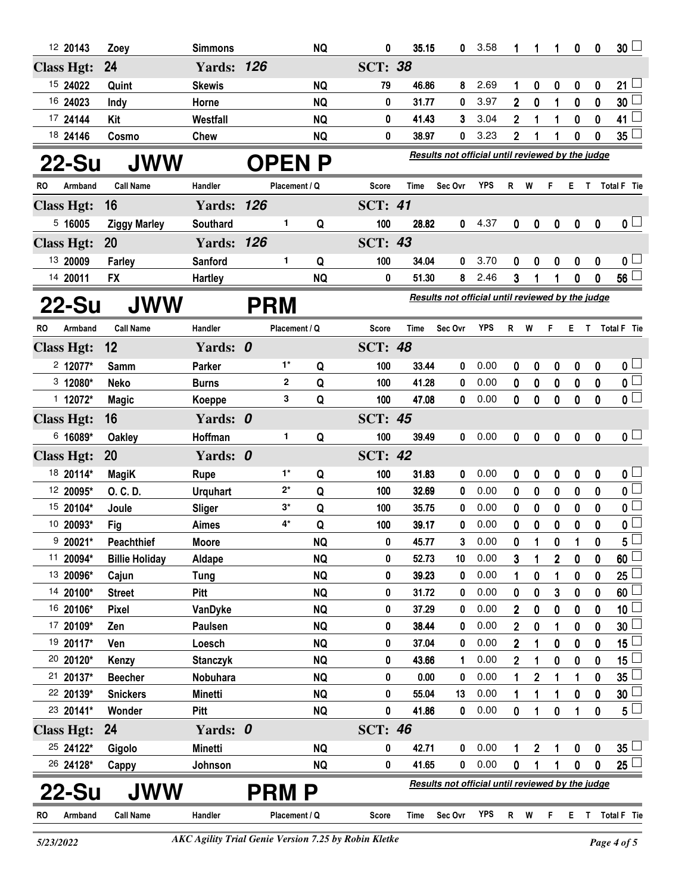| RO | Armband | Call Name | Handler | Placement / Q | | Score | Time | Sec Ovr | YPS | R | W | F | E | T | Total F | Tie |
|---|---|---|---|---|---|---|---|---|---|---|---|---|---|---|---|---|
| 12 | 20143 | Zoey | Simmons | | NQ | 0 | 35.15 | 0 | 3.58 | 1 | 1 | 1 | 0 | 0 | 30 | ☐ |
| **Class Hgt: 24** | | | **Yards: 126** | | | **SCT: 38** | | | | | | | | | | |
| 15 | 24022 | Quint | Skewis | | NQ | 79 | 46.86 | 8 | 2.69 | 1 | 0 | 0 | 0 | 0 | 21 | ☐ |
| 16 | 24023 | Indy | Horne | | NQ | 0 | 31.77 | 0 | 3.97 | 2 | 0 | 1 | 0 | 0 | 30 | ☐ |
| 17 | 24144 | Kit | Westfall | | NQ | 0 | 41.43 | 3 | 3.04 | 2 | 1 | 1 | 0 | 0 | 41 | ☐ |
| 18 | 24146 | Cosmo | Chew | | NQ | 0 | 38.97 | 0 | 3.23 | 2 | 1 | 1 | 0 | 0 | 35 | ☐ |

## 22-Su JWW OPEN P

*Results not official until reviewed by the judge*

| RO | Armband | Call Name | Handler | Placement / Q | | Score | Time | Sec Ovr | YPS | R | W | F | E | T | Total F | Tie |
|---|---|---|---|---|---|---|---|---|---|---|---|---|---|---|---|---|
| **Class Hgt: 16** | | | **Yards: 126** | | | **SCT: 41** | | | | | | | | | | |
| 5 | 16005 | Ziggy Marley | Southard | 1 | Q | 100 | 28.82 | 0 | 4.37 | 0 | 0 | 0 | 0 | 0 | 0 | ☐ |
| **Class Hgt: 20** | | | **Yards: 126** | | | **SCT: 43** | | | | | | | | | | |
| 13 | 20009 | Farley | Sanford | 1 | Q | 100 | 34.04 | 0 | 3.70 | 0 | 0 | 0 | 0 | 0 | 0 | ☐ |
| 14 | 20011 | FX | Hartley | | NQ | 0 | 51.30 | 8 | 2.46 | 3 | 1 | 1 | 0 | 0 | 56 | ☐ |

## 22-Su JWW PRM

*Results not official until reviewed by the judge*

| RO | Armband | Call Name | Handler | Placement / Q | | Score | Time | Sec Ovr | YPS | R | W | F | E | T | Total F | Tie |
|---|---|---|---|---|---|---|---|---|---|---|---|---|---|---|---|---|
| **Class Hgt: 12** | | | **Yards: 0** | | | **SCT: 48** | | | | | | | | | | |
| 2 | 12077* | Samm | Parker | 1* | Q | 100 | 33.44 | 0 | 0.00 | 0 | 0 | 0 | 0 | 0 | 0 | ☐ |
| 3 | 12080* | Neko | Burns | 2 | Q | 100 | 41.28 | 0 | 0.00 | 0 | 0 | 0 | 0 | 0 | 0 | ☐ |
| 1 | 12072* | Magic | Koeppe | 3 | Q | 100 | 47.08 | 0 | 0.00 | 0 | 0 | 0 | 0 | 0 | 0 | ☐ |
| **Class Hgt: 16** | | | **Yards: 0** | | | **SCT: 45** | | | | | | | | | | |
| 6 | 16089* | Oakley | Hoffman | 1 | Q | 100 | 39.49 | 0 | 0.00 | 0 | 0 | 0 | 0 | 0 | 0 | ☐ |
| **Class Hgt: 20** | | | **Yards: 0** | | | **SCT: 42** | | | | | | | | | | |
| 18 | 20114* | MagiK | Rupe | 1* | Q | 100 | 31.83 | 0 | 0.00 | 0 | 0 | 0 | 0 | 0 | 0 | ☐ |
| 12 | 20095* | O. C. D. | Urquhart | 2* | Q | 100 | 32.69 | 0 | 0.00 | 0 | 0 | 0 | 0 | 0 | 0 | ☐ |
| 15 | 20104* | Joule | Sliger | 3* | Q | 100 | 35.75 | 0 | 0.00 | 0 | 0 | 0 | 0 | 0 | 0 | ☐ |
| 10 | 20093* | Fig | Aimes | 4* | Q | 100 | 39.17 | 0 | 0.00 | 0 | 0 | 0 | 0 | 0 | 0 | ☐ |
| 9 | 20021* | Peachthief | Moore | | NQ | 0 | 45.77 | 3 | 0.00 | 0 | 1 | 0 | 1 | 0 | 5 | ☐ |
| 11 | 20094* | Billie Holiday | Aldape | | NQ | 0 | 52.73 | 10 | 0.00 | 3 | 1 | 2 | 0 | 0 | 60 | ☐ |
| 13 | 20096* | Cajun | Tung | | NQ | 0 | 39.23 | 0 | 0.00 | 1 | 0 | 1 | 0 | 0 | 25 | ☐ |
| 14 | 20100* | Street | Pitt | | NQ | 0 | 31.72 | 0 | 0.00 | 0 | 0 | 3 | 0 | 0 | 60 | ☐ |
| 16 | 20106* | Pixel | VanDyke | | NQ | 0 | 37.29 | 0 | 0.00 | 2 | 0 | 0 | 0 | 0 | 10 | ☐ |
| 17 | 20109* | Zen | Paulsen | | NQ | 0 | 38.44 | 0 | 0.00 | 2 | 0 | 1 | 0 | 0 | 30 | ☐ |
| 19 | 20117* | Ven | Loesch | | NQ | 0 | 37.04 | 0 | 0.00 | 2 | 1 | 0 | 0 | 0 | 15 | ☐ |
| 20 | 20120* | Kenzy | Stanczyk | | NQ | 0 | 43.66 | 1 | 0.00 | 2 | 1 | 0 | 0 | 0 | 15 | ☐ |
| 21 | 20137* | Beecher | Nobuhara | | NQ | 0 | 0.00 | 0 | 0.00 | 1 | 2 | 1 | 1 | 0 | 35 | ☐ |
| 22 | 20139* | Snickers | Minetti | | NQ | 0 | 55.04 | 13 | 0.00 | 1 | 1 | 1 | 0 | 0 | 30 | ☐ |
| 23 | 20141* | Wonder | Pitt | | NQ | 0 | 41.86 | 0 | 0.00 | 0 | 1 | 0 | 1 | 0 | 5 | ☐ |
| **Class Hgt: 24** | | | **Yards: 0** | | | **SCT: 46** | | | | | | | | | | |
| 25 | 24122* | Gigolo | Minetti | | NQ | 0 | 42.71 | 0 | 0.00 | 1 | 2 | 1 | 0 | 0 | 35 | ☐ |
| 26 | 24128* | Cappy | Johnson | | NQ | 0 | 41.65 | 0 | 0.00 | 0 | 1 | 1 | 0 | 0 | 25 | ☐ |

## 22-Su JWW PRM P

*Results not official until reviewed by the judge*

| RO | Armband | Call Name | Handler | Placement / Q | Score | Time | Sec Ovr | YPS | R | W | F | E | T | Total F | Tie |
|---|---|---|---|---|---|---|---|---|---|---|---|---|---|---|---|

*AKC Agility Trial Genie Version 7.25 by Robin Kletke*

5/23/2022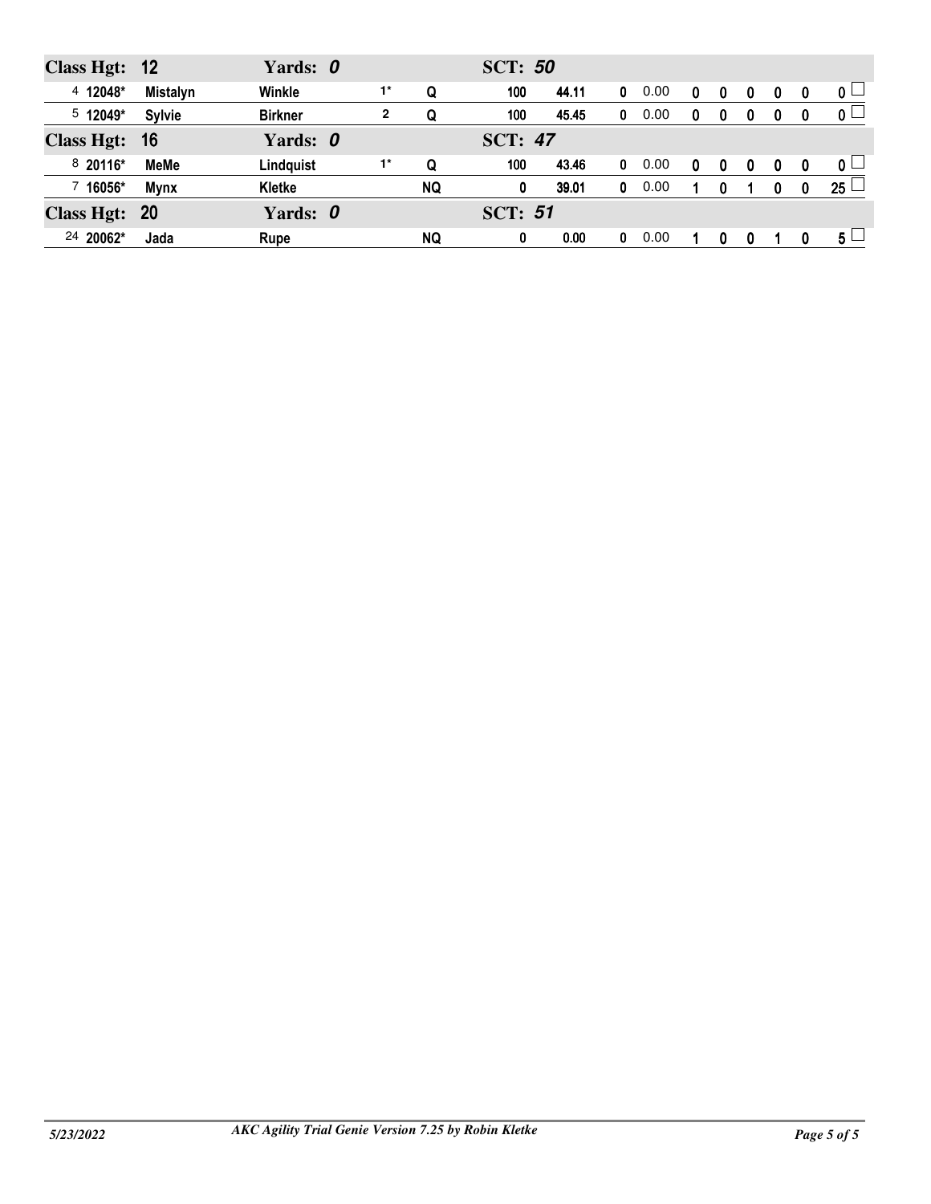| | | | | | | | | | | | | | | | |
|---|---|---|---|---|---|---|---|---|---|---|---|---|---|---|---|
| **Class Hgt: 12** | | **Yards: *0*** | | | **SCT: *50*** | | | | | | | | | | |
| 4 **12048*** | **Mistalyn** | **Winkle** | **1*** | **Q** | **100** | **44.11** | **0** | 0.00 | **0** | **0** | **0** | **0** | **0** | **0** | ☐ |
| 5 **12049*** | **Sylvie** | **Birkner** | **2** | **Q** | **100** | **45.45** | **0** | 0.00 | **0** | **0** | **0** | **0** | **0** | **0** | ☐ |
| **Class Hgt: 16** | | **Yards: *0*** | | | **SCT: *47*** | | | | | | | | | | |
| 8 **20116*** | **MeMe** | **Lindquist** | **1*** | **Q** | **100** | **43.46** | **0** | 0.00 | **0** | **0** | **0** | **0** | **0** | **0** | ☐ |
| 7 **16056*** | **Mynx** | **Kletke** | | **NQ** | **0** | **39.01** | **0** | 0.00 | **1** | **0** | **1** | **0** | **0** | **25** | ☐ |
| **Class Hgt: 20** | | **Yards: *0*** | | | **SCT: *51*** | | | | | | | | | | |
| 24 **20062*** | **Jada** | **Rupe** | | **NQ** | **0** | **0.00** | **0** | 0.00 | **1** | **0** | **0** | **1** | **0** | **5** | ☐ |